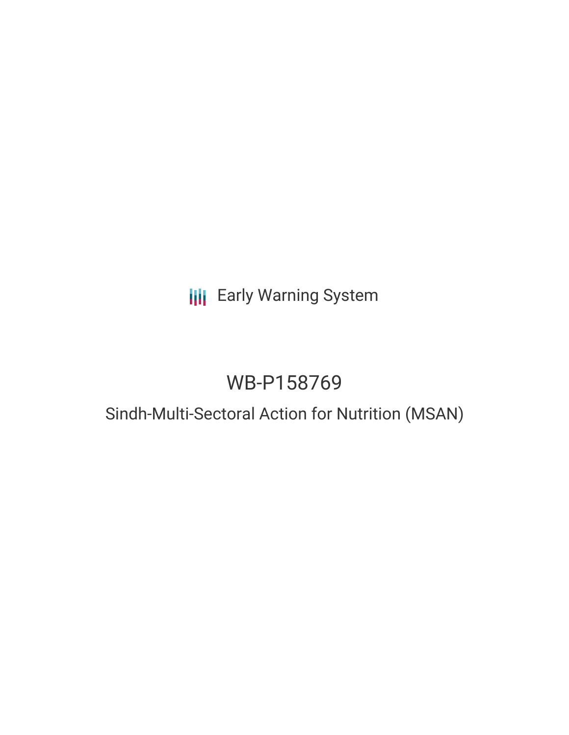Early Warning System

# WB-P158769

## Sindh-Multi-Sectoral Action for Nutrition (MSAN)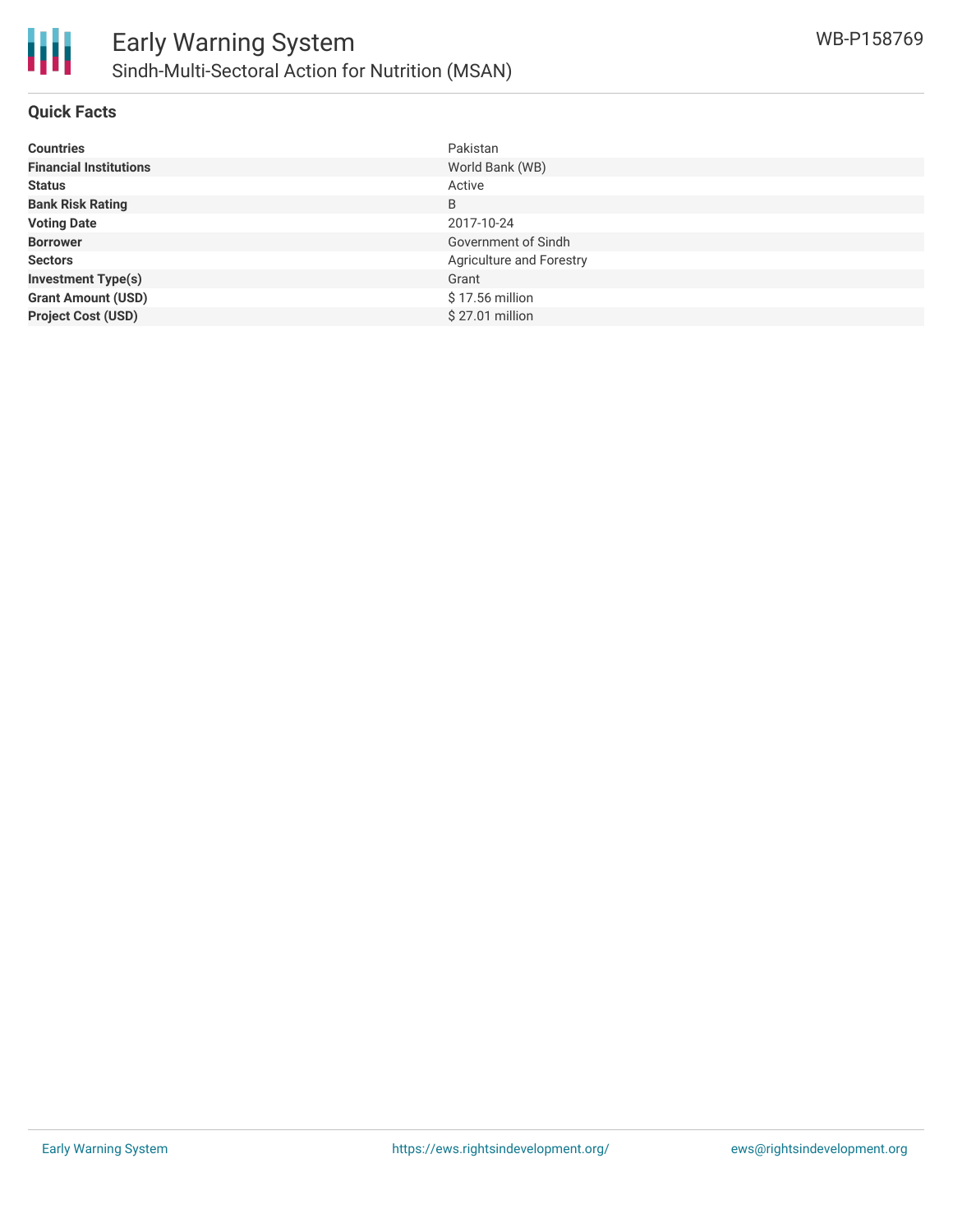# Early Warning System

## Sindh-Multi-Sectoral Action for Nutrition (MSAN)

WB-P158769

### Quick Facts

| | |
|---|---|
| **Countries** | Pakistan |
| **Financial Institutions** | World Bank (WB) |
| **Status** | Active |
| **Bank Risk Rating** | B |
| **Voting Date** | 2017-10-24 |
| **Borrower** | Government of Sindh |
| **Sectors** | Agriculture and Forestry |
| **Investment Type(s)** | Grant |
| **Grant Amount (USD)** | $ 17.56 million |
| **Project Cost (USD)** | $ 27.01 million |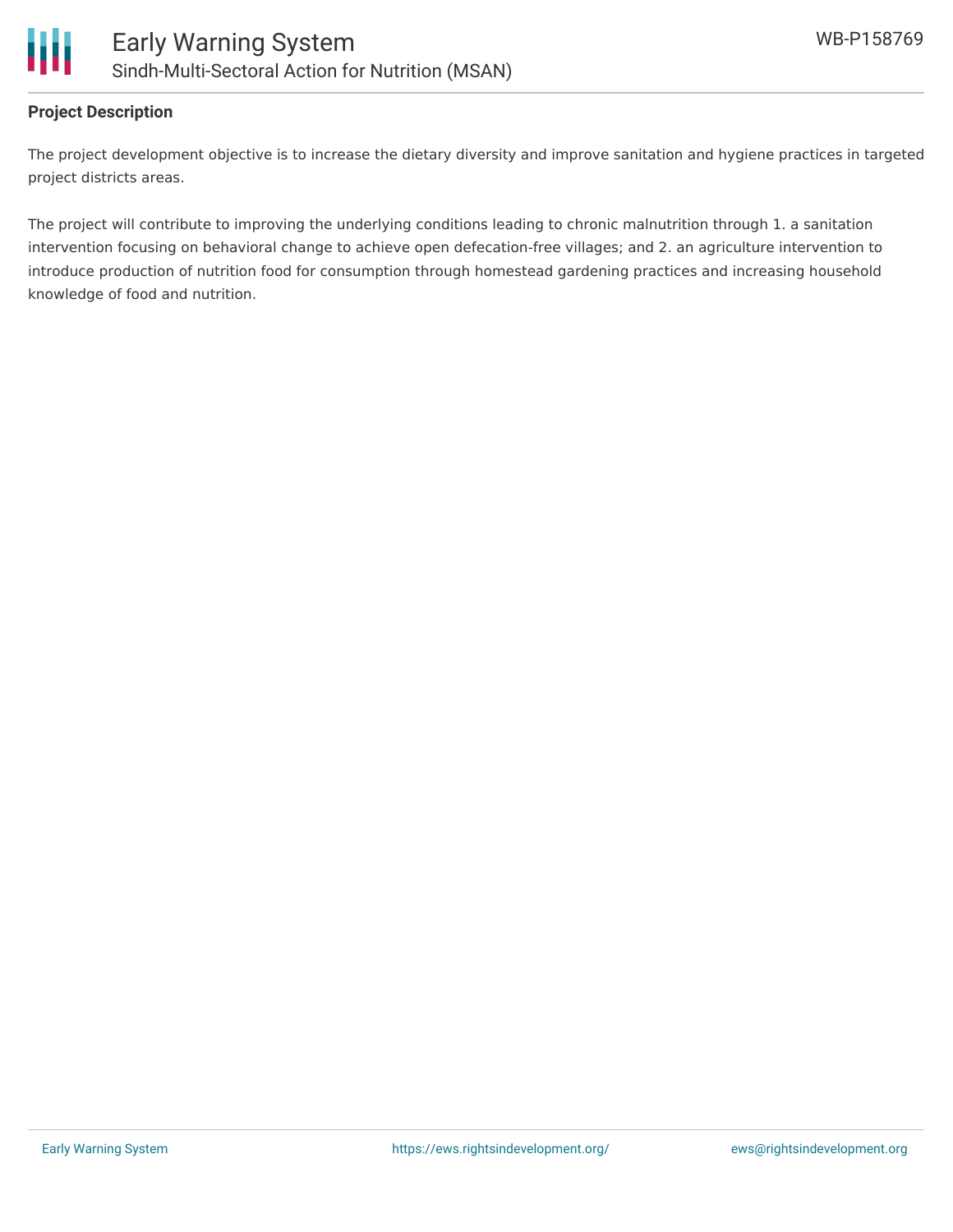**Project Description**

The project development objective is to increase the dietary diversity and improve sanitation and hygiene practices in targeted project districts areas.

The project will contribute to improving the underlying conditions leading to chronic malnutrition through 1. a sanitation intervention focusing on behavioral change to achieve open defecation-free villages; and 2. an agriculture intervention to introduce production of nutrition food for consumption through homestead gardening practices and increasing household knowledge of food and nutrition.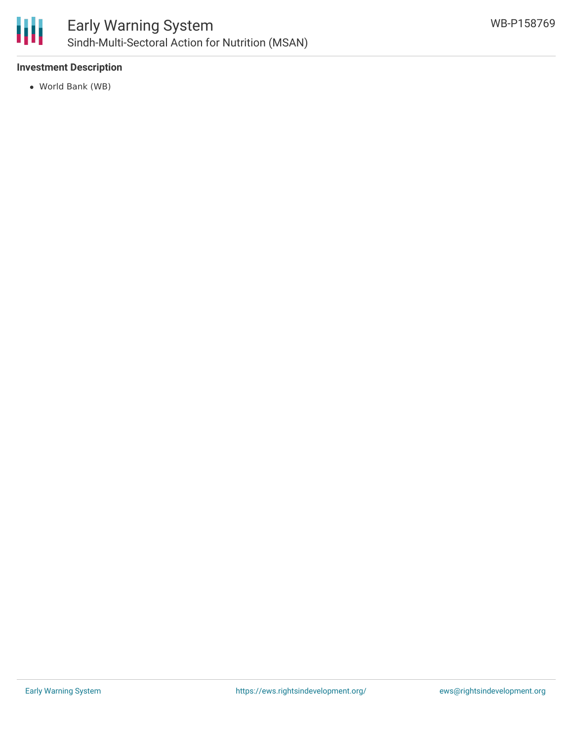## Investment Description

- World Bank (WB)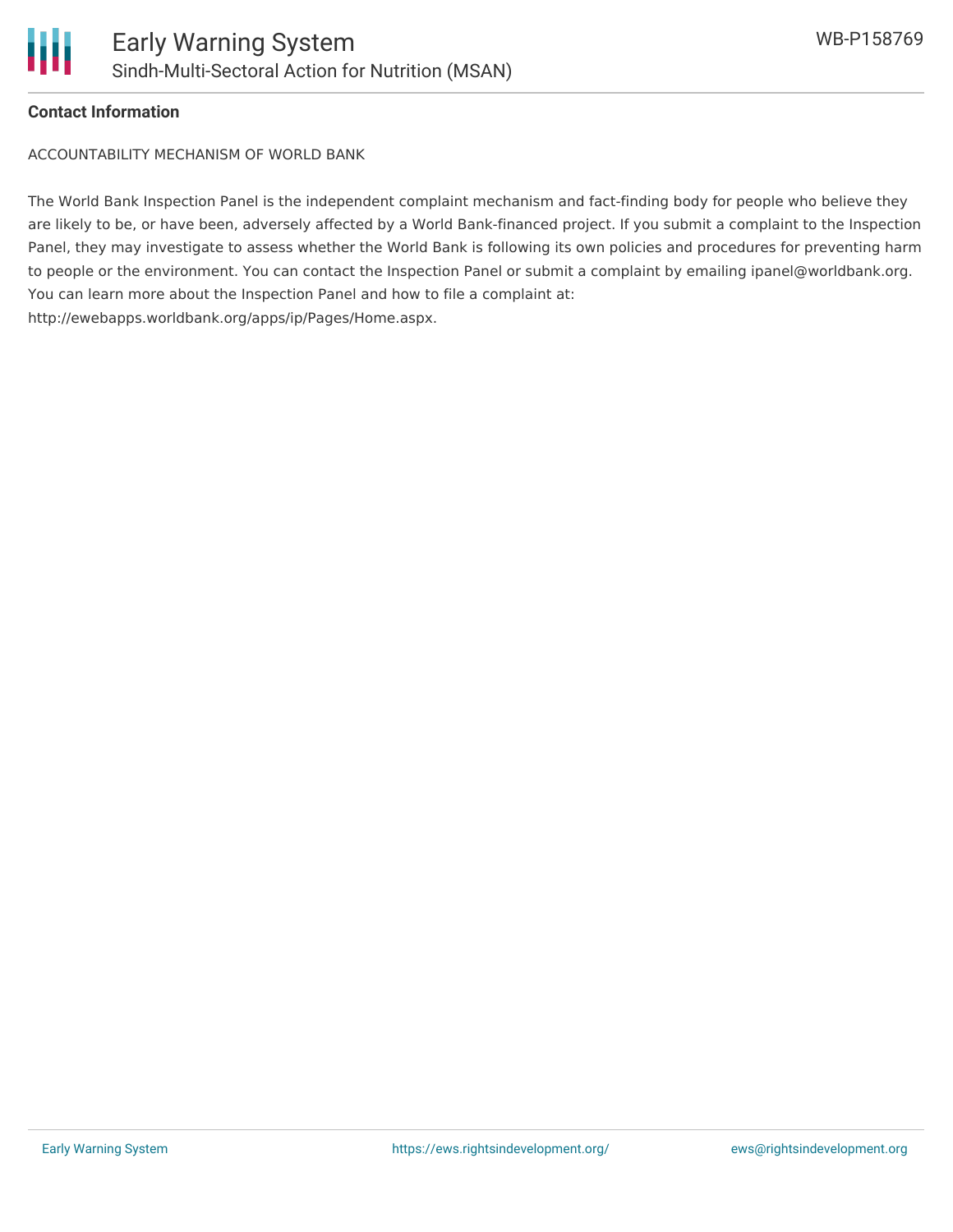**Contact Information**

ACCOUNTABILITY MECHANISM OF WORLD BANK

The World Bank Inspection Panel is the independent complaint mechanism and fact-finding body for people who believe they are likely to be, or have been, adversely affected by a World Bank-financed project. If you submit a complaint to the Inspection Panel, they may investigate to assess whether the World Bank is following its own policies and procedures for preventing harm to people or the environment. You can contact the Inspection Panel or submit a complaint by emailing ipanel@worldbank.org. You can learn more about the Inspection Panel and how to file a complaint at: http://ewebapps.worldbank.org/apps/ip/Pages/Home.aspx.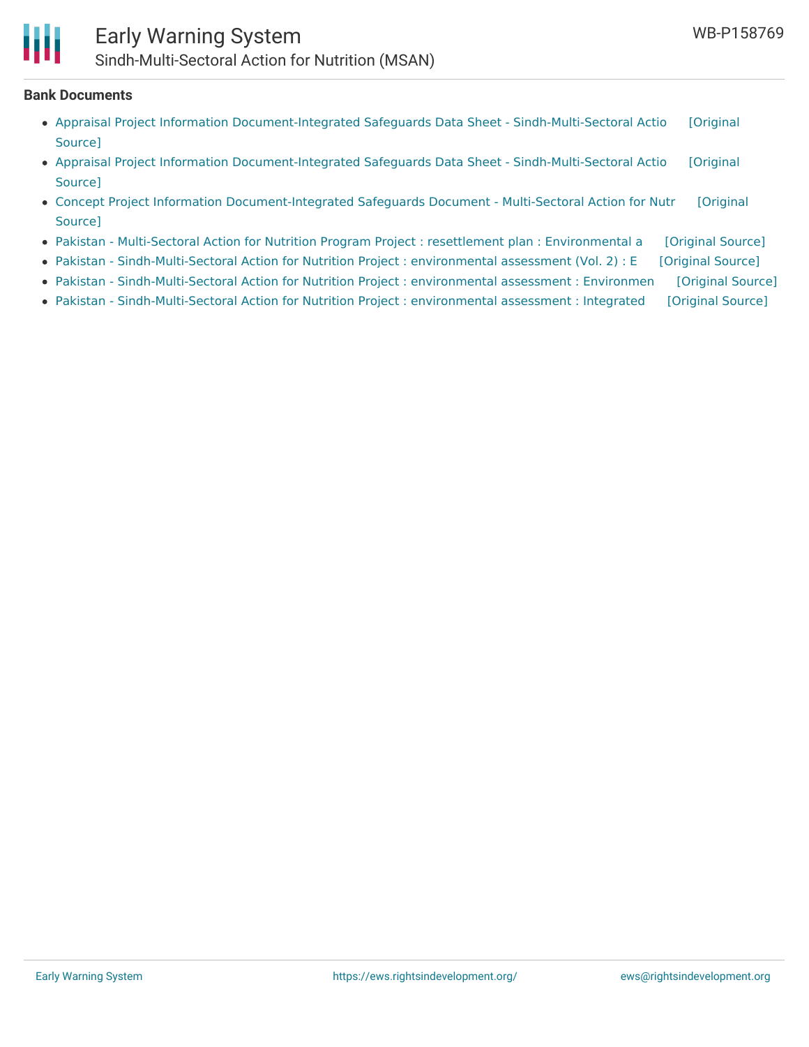**Bank Documents**

- Appraisal Project Information Document-Integrated Safeguards Data Sheet - Sindh-Multi-Sectoral Actio [Original Source]
- Appraisal Project Information Document-Integrated Safeguards Data Sheet - Sindh-Multi-Sectoral Actio [Original Source]
- Concept Project Information Document-Integrated Safeguards Document - Multi-Sectoral Action for Nutr [Original Source]
- Pakistan - Multi-Sectoral Action for Nutrition Program Project : resettlement plan : Environmental a [Original Source]
- Pakistan - Sindh-Multi-Sectoral Action for Nutrition Project : environmental assessment (Vol. 2) : E [Original Source]
- Pakistan - Sindh-Multi-Sectoral Action for Nutrition Project : environmental assessment : Environmen [Original Source]
- Pakistan - Sindh-Multi-Sectoral Action for Nutrition Project : environmental assessment : Integrated [Original Source]